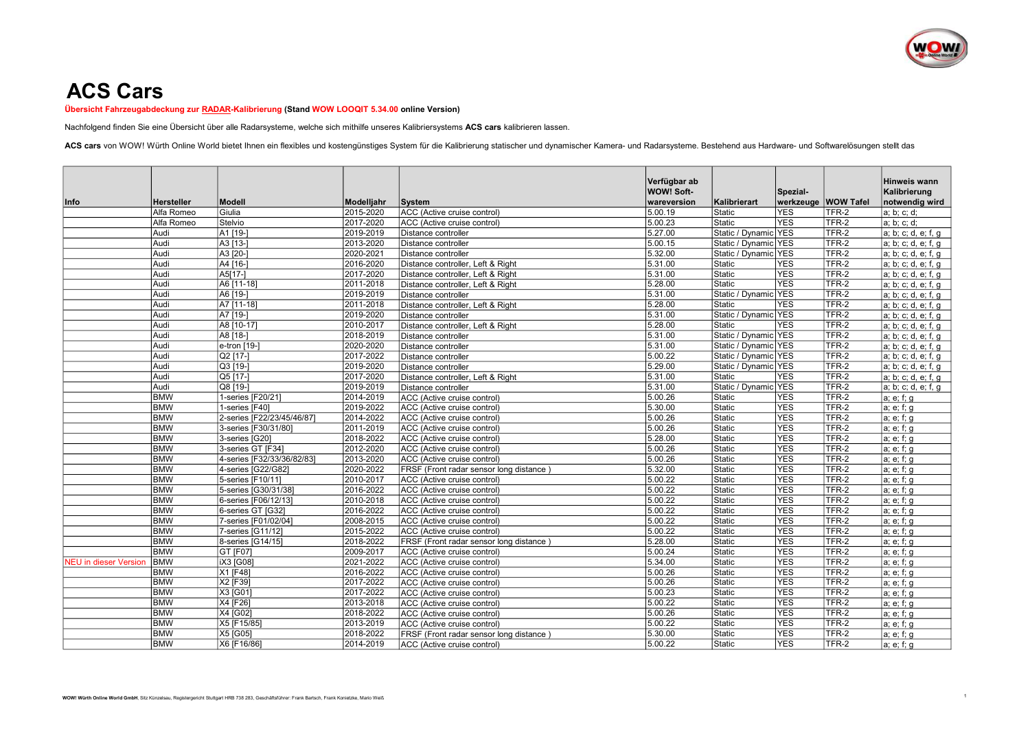# ACS Cars

**Übersicht Fahrzeugabdeckung zur RADAR-Kalibrierung (Stand WOW LOOQIT 5.34.00 online Version)**

Nachfolgend finden Sie eine Übersicht über alle Radarsysteme, welche sich mithilfe unseres Kalibriersystems **ACS cars** kalibrieren lassen.

**ACS cars** von WOW! Würth Online World bietet Ihnen ein flexibles und kostengünstiges System für die Kalibrierung statischer und dynamischer Kamera- und Radarsysteme. Bestehend aus Hardware- und Softwarelösungen stellt das

| Info | Hersteller | Modell | Modelljahr | System | Verfügbar ab WOW! Software-version | Kalibrierart | Spezial-werkzeuge | WOW Tafel | Hinweis wann Kalibrierung notwendig wird |
|---|---|---|---|---|---|---|---|---|---|
| | Alfa Romeo | Giulia | 2015-2020 | ACC (Active cruise control) | 5.00.19 | Static | YES | TFR-2 | a; b; c; d; |
| | Alfa Romeo | Stelvio | 2017-2020 | ACC (Active cruise control) | 5.00.23 | Static | YES | TFR-2 | a; b; c; d; |
| | Audi | A1 [19-] | 2019-2019 | Distance controller | 5.27.00 | Static / Dynamic | YES | TFR-2 | a; b; c; d, e; f, g |
| | Audi | A3 [13-] | 2013-2020 | Distance controller | 5.00.15 | Static / Dynamic | YES | TFR-2 | a; b; c; d, e; f, g |
| | Audi | A3 [20-] | 2020-2021 | Distance controller | 5.32.00 | Static / Dynamic | YES | TFR-2 | a; b; c; d, e; f, g |
| | Audi | A4 [16-] | 2016-2020 | Distance controller, Left & Right | 5.31.00 | Static | YES | TFR-2 | a; b; c; d, e; f, g |
| | Audi | A5[17-] | 2017-2020 | Distance controller, Left & Right | 5.31.00 | Static | YES | TFR-2 | a; b; c; d, e; f, g |
| | Audi | A6 [11-18] | 2011-2018 | Distance controller, Left & Right | 5.28.00 | Static | YES | TFR-2 | a; b; c; d, e; f, g |
| | Audi | A6 [19-] | 2019-2019 | Distance controller | 5.31.00 | Static / Dynamic | YES | TFR-2 | a; b; c; d, e; f, g |
| | Audi | A7 [11-18] | 2011-2018 | Distance controller, Left & Right | 5.28.00 | Static | YES | TFR-2 | a; b; c; d, e; f, g |
| | Audi | A7 [19-] | 2019-2020 | Distance controller | 5.31.00 | Static / Dynamic | YES | TFR-2 | a; b; c; d, e; f, g |
| | Audi | A8 [10-17] | 2010-2017 | Distance controller, Left & Right | 5.28.00 | Static | YES | TFR-2 | a; b; c; d, e; f, g |
| | Audi | A8 [18-] | 2018-2019 | Distance controller | 5.31.00 | Static / Dynamic | YES | TFR-2 | a; b; c; d, e; f, g |
| | Audi | e-tron [19-] | 2020-2020 | Distance controller | 5.31.00 | Static / Dynamic | YES | TFR-2 | a; b; c; d, e; f, g |
| | Audi | Q2 [17-] | 2017-2022 | Distance controller | 5.00.22 | Static / Dynamic | YES | TFR-2 | a; b; c; d, e; f, g |
| | Audi | Q3 [19-] | 2019-2020 | Distance controller | 5.29.00 | Static / Dynamic | YES | TFR-2 | a; b; c; d, e; f, g |
| | Audi | Q5 [17-] | 2017-2020 | Distance controller, Left & Right | 5.31.00 | Static | YES | TFR-2 | a; b; c; d, e; f, g |
| | Audi | Q8 [19-] | 2019-2019 | Distance controller | 5.31.00 | Static / Dynamic | YES | TFR-2 | a; b; c; d, e; f, g |
| | BMW | 1-series [F20/21] | 2014-2019 | ACC (Active cruise control) | 5.00.26 | Static | YES | TFR-2 | a; e; f; g |
| | BMW | 1-series [F40] | 2019-2022 | ACC (Active cruise control) | 5.30.00 | Static | YES | TFR-2 | a; e; f; g |
| | BMW | 2-series [F22/23/45/46/87] | 2014-2022 | ACC (Active cruise control) | 5.00.26 | Static | YES | TFR-2 | a; e; f; g |
| | BMW | 3-series [F30/31/80] | 2011-2019 | ACC (Active cruise control) | 5.00.26 | Static | YES | TFR-2 | a; e; f; g |
| | BMW | 3-series [G20] | 2018-2022 | ACC (Active cruise control) | 5.28.00 | Static | YES | TFR-2 | a; e; f; g |
| | BMW | 3-series GT [F34] | 2012-2020 | ACC (Active cruise control) | 5.00.26 | Static | YES | TFR-2 | a; e; f; g |
| | BMW | 4-series [F32/33/36/82/83] | 2013-2020 | ACC (Active cruise control) | 5.00.26 | Static | YES | TFR-2 | a; e; f; g |
| | BMW | 4-series [G22/G82] | 2020-2022 | FRSF (Front radar sensor long distance ) | 5.32.00 | Static | YES | TFR-2 | a; e; f; g |
| | BMW | 5-series [F10/11] | 2010-2017 | ACC (Active cruise control) | 5.00.22 | Static | YES | TFR-2 | a; e; f; g |
| | BMW | 5-series [G30/31/38] | 2016-2022 | ACC (Active cruise control) | 5.00.22 | Static | YES | TFR-2 | a; e; f; g |
| | BMW | 6-series [F06/12/13] | 2010-2018 | ACC (Active cruise control) | 5.00.22 | Static | YES | TFR-2 | a; e; f; g |
| | BMW | 6-series GT [G32] | 2016-2022 | ACC (Active cruise control) | 5.00.22 | Static | YES | TFR-2 | a; e; f; g |
| | BMW | 7-series [F01/02/04] | 2008-2015 | ACC (Active cruise control) | 5.00.22 | Static | YES | TFR-2 | a; e; f; g |
| | BMW | 7-series [G11/12] | 2015-2022 | ACC (Active cruise control) | 5.00.22 | Static | YES | TFR-2 | a; e; f; g |
| | BMW | 8-series [G14/15] | 2018-2022 | FRSF (Front radar sensor long distance ) | 5.28.00 | Static | YES | TFR-2 | a; e; f; g |
| | BMW | GT [F07] | 2009-2017 | ACC (Active cruise control) | 5.00.24 | Static | YES | TFR-2 | a; e; f; g |
| NEU in dieser Version | BMW | iX3 [G08] | 2021-2022 | ACC (Active cruise control) | 5.34.00 | Static | YES | TFR-2 | a; e; f; g |
| | BMW | X1 [F48] | 2016-2022 | ACC (Active cruise control) | 5.00.26 | Static | YES | TFR-2 | a; e; f; g |
| | BMW | X2 [F39] | 2017-2022 | ACC (Active cruise control) | 5.00.26 | Static | YES | TFR-2 | a; e; f; g |
| | BMW | X3 [G01] | 2017-2022 | ACC (Active cruise control) | 5.00.23 | Static | YES | TFR-2 | a; e; f; g |
| | BMW | X4 [F26] | 2013-2018 | ACC (Active cruise control) | 5.00.22 | Static | YES | TFR-2 | a; e; f; g |
| | BMW | X4 [G02] | 2018-2022 | ACC (Active cruise control) | 5.00.26 | Static | YES | TFR-2 | a; e; f; g |
| | BMW | X5 [F15/85] | 2013-2019 | ACC (Active cruise control) | 5.00.22 | Static | YES | TFR-2 | a; e; f; g |
| | BMW | X5 [G05] | 2018-2022 | FRSF (Front radar sensor long distance ) | 5.30.00 | Static | YES | TFR-2 | a; e; f; g |
| | BMW | X6 [F16/86] | 2014-2019 | ACC (Active cruise control) | 5.00.22 | Static | YES | TFR-2 | a; e; f; g |

**WOW! Würth Online World GmbH**, Sitz Künzelsau, Registergericht Stuttgart HRB 738 283, Geschäftsführer: Frank Bartsch, Frank Konietzke, Mario Weiß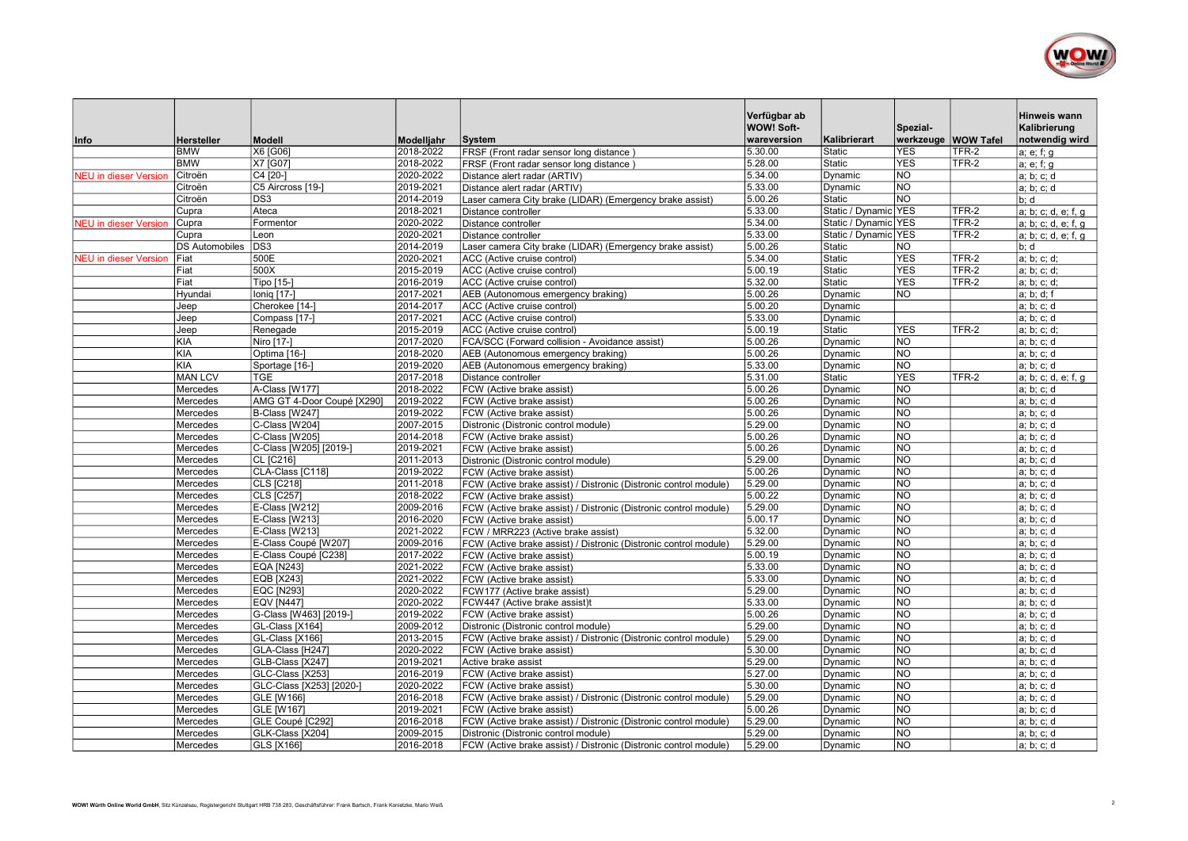| Info | Hersteller | Modell | Modelljahr | System | Verfügbar ab WOW! Software-version | Kalibrierart | Spezial-werkzeuge | WOW Tafel | Hinweis wann Kalibrierung notwendig wird |
|---|---|---|---|---|---|---|---|---|---|
| | BMW | X6 [G06] | 2018-2022 | FRSF (Front radar sensor long distance ) | 5.30.00 | Static | YES | TFR-2 | a; e; f; g |
| | BMW | X7 [G07] | 2018-2022 | FRSF (Front radar sensor long distance ) | 5.28.00 | Static | YES | TFR-2 | a; e; f; g |
| NEU in dieser Version | Citroën | C4 [20-] | 2020-2022 | Distance alert radar (ARTIV) | 5.34.00 | Dynamic | NO | | a; b; c; d |
| | Citroën | C5 Aircross [19-] | 2019-2021 | Distance alert radar (ARTIV) | 5.33.00 | Dynamic | NO | | a; b; c; d |
| | Citroën | DS3 | 2014-2019 | Laser camera City brake (LIDAR) (Emergency brake assist) | 5.00.26 | Static | NO | | b; d |
| | Cupra | Ateca | 2018-2021 | Distance controller | 5.33.00 | Static / Dynamic | YES | TFR-2 | a; b; c; d, e; f, g |
| NEU in dieser Version | Cupra | Formentor | 2020-2022 | Distance controller | 5.34.00 | Static / Dynamic | YES | TFR-2 | a; b; c; d, e; f, g |
| | Cupra | Leon | 2020-2021 | Distance controller | 5.33.00 | Static / Dynamic | YES | TFR-2 | a; b; c; d, e; f, g |
| | DS Automobiles | DS3 | 2014-2019 | Laser camera City brake (LIDAR) (Emergency brake assist) | 5.00.26 | Static | NO | | b; d |
| NEU in dieser Version | Fiat | 500E | 2020-2021 | ACC (Active cruise control) | 5.34.00 | Static | YES | TFR-2 | a; b; c; d; |
| | Fiat | 500X | 2015-2019 | ACC (Active cruise control) | 5.00.19 | Static | YES | TFR-2 | a; b; c; d; |
| | Fiat | Tipo [15-] | 2016-2019 | ACC (Active cruise control) | 5.32.00 | Static | YES | TFR-2 | a; b; c; d; |
| | Hyundai | Ioniq [17-] | 2017-2021 | AEB (Autonomous emergency braking) | 5.00.26 | Dynamic | NO | | a; b; d; f |
| | Jeep | Cherokee [14-] | 2014-2017 | ACC (Active cruise control) | 5.00.20 | Dynamic | | | a; b; c; d |
| | Jeep | Compass [17-] | 2017-2021 | ACC (Active cruise control) | 5.33.00 | Dynamic | | | a; b; c; d |
| | Jeep | Renegade | 2015-2019 | ACC (Active cruise control) | 5.00.19 | Static | YES | TFR-2 | a; b; c; d; |
| | KIA | Niro [17-] | 2017-2020 | FCA/SCC (Forward collision - Avoidance assist) | 5.00.26 | Dynamic | NO | | a; b; c; d |
| | KIA | Optima [16-] | 2018-2020 | AEB (Autonomous emergency braking) | 5.00.26 | Dynamic | NO | | a; b; c; d |
| | KIA | Sportage [16-] | 2019-2020 | AEB (Autonomous emergency braking) | 5.33.00 | Dynamic | NO | | a; b; c; d |
| | MAN LCV | TGE | 2017-2018 | Distance controller | 5.31.00 | Static | YES | TFR-2 | a; b; c; d, e; f, g |
| | Mercedes | A-Class [W177] | 2018-2022 | FCW (Active brake assist) | 5.00.26 | Dynamic | NO | | a; b; c; d |
| | Mercedes | AMG GT 4-Door Coupé [X290] | 2019-2022 | FCW (Active brake assist) | 5.00.26 | Dynamic | NO | | a; b; c; d |
| | Mercedes | B-Class [W247] | 2019-2022 | FCW (Active brake assist) | 5.00.26 | Dynamic | NO | | a; b; c; d |
| | Mercedes | C-Class [W204] | 2007-2015 | Distronic (Distronic control module) | 5.29.00 | Dynamic | NO | | a; b; c; d |
| | Mercedes | C-Class [W205] | 2014-2018 | FCW (Active brake assist) | 5.00.26 | Dynamic | NO | | a; b; c; d |
| | Mercedes | C-Class [W205] [2019-] | 2019-2021 | FCW (Active brake assist) | 5.00.26 | Dynamic | NO | | a; b; c; d |
| | Mercedes | CL [C216] | 2011-2013 | Distronic (Distronic control module) | 5.29.00 | Dynamic | NO | | a; b; c; d |
| | Mercedes | CLA-Class [C118] | 2019-2022 | FCW (Active brake assist) | 5.00.26 | Dynamic | NO | | a; b; c; d |
| | Mercedes | CLS [C218] | 2011-2018 | FCW (Active brake assist) / Distronic (Distronic control module) | 5.29.00 | Dynamic | NO | | a; b; c; d |
| | Mercedes | CLS [C257] | 2018-2022 | FCW (Active brake assist) | 5.00.22 | Dynamic | NO | | a; b; c; d |
| | Mercedes | E-Class [W212] | 2009-2016 | FCW (Active brake assist) / Distronic (Distronic control module) | 5.29.00 | Dynamic | NO | | a; b; c; d |
| | Mercedes | E-Class [W213] | 2016-2020 | FCW (Active brake assist) | 5.00.17 | Dynamic | NO | | a; b; c; d |
| | Mercedes | E-Class [W213] | 2021-2022 | FCW / MRR223 (Active brake assist) | 5.32.00 | Dynamic | NO | | a; b; c; d |
| | Mercedes | E-Class Coupé [W207] | 2009-2016 | FCW (Active brake assist) / Distronic (Distronic control module) | 5.29.00 | Dynamic | NO | | a; b; c; d |
| | Mercedes | E-Class Coupé [C238] | 2017-2022 | FCW (Active brake assist) | 5.00.19 | Dynamic | NO | | a; b; c; d |
| | Mercedes | EQA [N243] | 2021-2022 | FCW (Active brake assist) | 5.33.00 | Dynamic | NO | | a; b; c; d |
| | Mercedes | EQB [X243] | 2021-2022 | FCW (Active brake assist) | 5.33.00 | Dynamic | NO | | a; b; c; d |
| | Mercedes | EQC [N293] | 2020-2022 | FCW177 (Active brake assist) | 5.29.00 | Dynamic | NO | | a; b; c; d |
| | Mercedes | EQV [N447] | 2020-2022 | FCW447 (Active brake assist)t | 5.33.00 | Dynamic | NO | | a; b; c; d |
| | Mercedes | G-Class [W463] [2019-] | 2019-2022 | FCW (Active brake assist) | 5.00.26 | Dynamic | NO | | a; b; c; d |
| | Mercedes | GL-Class [X164] | 2009-2012 | Distronic (Distronic control module) | 5.29.00 | Dynamic | NO | | a; b; c; d |
| | Mercedes | GL-Class [X166] | 2013-2015 | FCW (Active brake assist) / Distronic (Distronic control module) | 5.29.00 | Dynamic | NO | | a; b; c; d |
| | Mercedes | GLA-Class [H247] | 2020-2022 | FCW (Active brake assist) | 5.30.00 | Dynamic | NO | | a; b; c; d |
| | Mercedes | GLB-Class [X247] | 2019-2021 | Active brake assist | 5.29.00 | Dynamic | NO | | a; b; c; d |
| | Mercedes | GLC-Class [X253] | 2016-2019 | FCW (Active brake assist) | 5.27.00 | Dynamic | NO | | a; b; c; d |
| | Mercedes | GLC-Class [X253] [2020-] | 2020-2022 | FCW (Active brake assist) | 5.30.00 | Dynamic | NO | | a; b; c; d |
| | Mercedes | GLE [W166] | 2016-2018 | FCW (Active brake assist) / Distronic (Distronic control module) | 5.29.00 | Dynamic | NO | | a; b; c; d |
| | Mercedes | GLE [W167] | 2019-2021 | FCW (Active brake assist) | 5.00.26 | Dynamic | NO | | a; b; c; d |
| | Mercedes | GLE Coupé [C292] | 2016-2018 | FCW (Active brake assist) / Distronic (Distronic control module) | 5.29.00 | Dynamic | NO | | a; b; c; d |
| | Mercedes | GLK-Class [X204] | 2009-2015 | Distronic (Distronic control module) | 5.29.00 | Dynamic | NO | | a; b; c; d |
| | Mercedes | GLS [X166] | 2016-2018 | FCW (Active brake assist) / Distronic (Distronic control module) | 5.29.00 | Dynamic | NO | | a; b; c; d |

**WOW! Würth Online World GmbH**, Sitz Künzelsau, Registergericht Stuttgart HRB 738 283, Geschäftsführer: Frank Bartsch, Frank Konietzke, Mario Weiß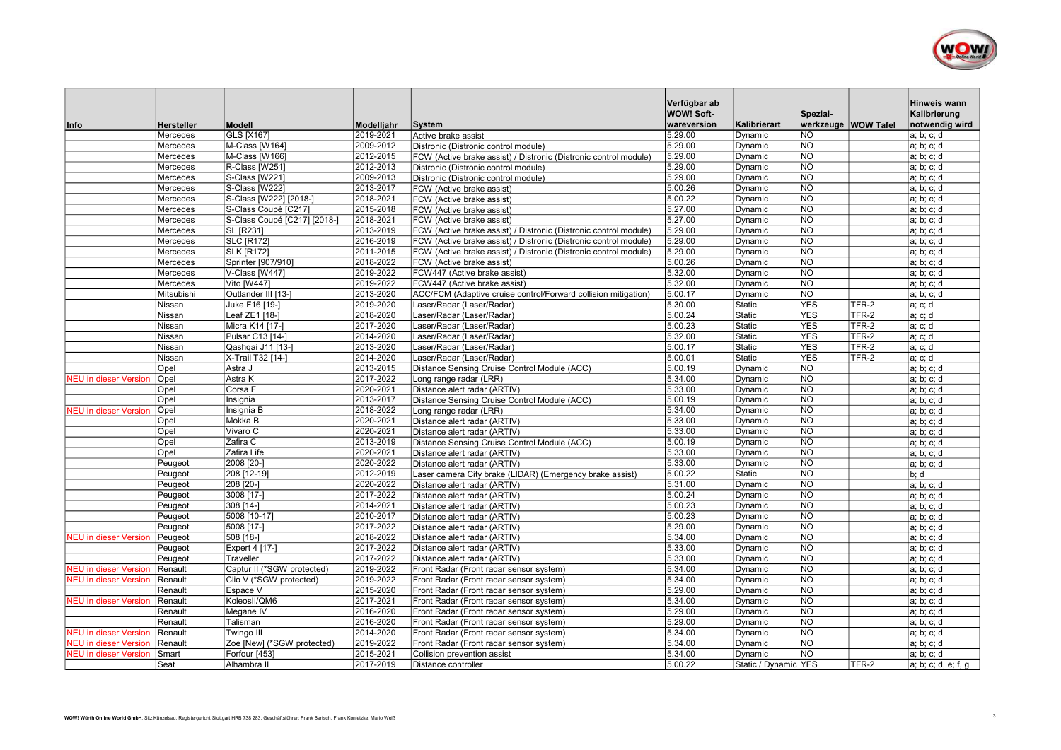| Info | Hersteller | Modell | Modelljahr | System | Verfügbar ab WOW! Soft-wareversion | Kalibrierart | Spezial-werkzeuge | WOW Tafel | Hinweis wann Kalibrierung notwendig wird |
|---|---|---|---|---|---|---|---|---|---|
| | Mercedes | GLS [X167] | 2019-2021 | Active brake assist | 5.29.00 | Dynamic | NO | | a; b; c; d |
| | Mercedes | M-Class [W164] | 2009-2012 | Distronic (Distronic control module) | 5.29.00 | Dynamic | NO | | a; b; c; d |
| | Mercedes | M-Class [W166] | 2012-2015 | FCW (Active brake assist) / Distronic (Distronic control module) | 5.29.00 | Dynamic | NO | | a; b; c; d |
| | Mercedes | R-Class [W251] | 2012-2013 | Distronic (Distronic control module) | 5.29.00 | Dynamic | NO | | a; b; c; d |
| | Mercedes | S-Class [W221] | 2009-2013 | Distronic (Distronic control module) | 5.29.00 | Dynamic | NO | | a; b; c; d |
| | Mercedes | S-Class [W222] | 2013-2017 | FCW (Active brake assist) | 5.00.26 | Dynamic | NO | | a; b; c; d |
| | Mercedes | S-Class [W222] [2018-] | 2018-2021 | FCW (Active brake assist) | 5.00.22 | Dynamic | NO | | a; b; c; d |
| | Mercedes | S-Class Coupé [C217] | 2015-2018 | FCW (Active brake assist) | 5.27.00 | Dynamic | NO | | a; b; c; d |
| | Mercedes | S-Class Coupé [C217] [2018-] | 2018-2021 | FCW (Active brake assist) | 5.27.00 | Dynamic | NO | | a; b; c; d |
| | Mercedes | SL [R231] | 2013-2019 | FCW (Active brake assist) / Distronic (Distronic control module) | 5.29.00 | Dynamic | NO | | a; b; c; d |
| | Mercedes | SLC [R172] | 2016-2019 | FCW (Active brake assist) / Distronic (Distronic control module) | 5.29.00 | Dynamic | NO | | a; b; c; d |
| | Mercedes | SLK [R172] | 2011-2015 | FCW (Active brake assist) / Distronic (Distronic control module) | 5.29.00 | Dynamic | NO | | a; b; c; d |
| | Mercedes | Sprinter [907/910] | 2018-2022 | FCW (Active brake assist) | 5.00.26 | Dynamic | NO | | a; b; c; d |
| | Mercedes | V-Class [W447] | 2019-2022 | FCW447 (Active brake assist) | 5.32.00 | Dynamic | NO | | a; b; c; d |
| | Mercedes | Vito [W447] | 2019-2022 | FCW447 (Active brake assist) | 5.32.00 | Dynamic | NO | | a; b; c; d |
| | Mitsubishi | Outlander III [13-] | 2013-2020 | ACC/FCM (Adaptive cruise control/Forward collision mitigation) | 5.00.17 | Dynamic | NO | | a; b; c; d |
| | Nissan | Juke F16 [19-] | 2019-2020 | Laser/Radar (Laser/Radar) | 5.30.00 | Static | YES | TFR-2 | a; c; d |
| | Nissan | Leaf ZE1 [18-] | 2018-2020 | Laser/Radar (Laser/Radar) | 5.00.24 | Static | YES | TFR-2 | a; c; d |
| | Nissan | Micra K14 [17-] | 2017-2020 | Laser/Radar (Laser/Radar) | 5.00.23 | Static | YES | TFR-2 | a; c; d |
| | Nissan | Pulsar C13 [14-] | 2014-2020 | Laser/Radar (Laser/Radar) | 5.32.00 | Static | YES | TFR-2 | a; c; d |
| | Nissan | Qashqai J11 [13-] | 2013-2020 | Laser/Radar (Laser/Radar) | 5.00.17 | Static | YES | TFR-2 | a; c; d |
| | Nissan | X-Trail T32 [14-] | 2014-2020 | Laser/Radar (Laser/Radar) | 5.00.01 | Static | YES | TFR-2 | a; c; d |
| | Opel | Astra J | 2013-2015 | Distance Sensing Cruise Control Module (ACC) | 5.00.19 | Dynamic | NO | | a; b; c; d |
| NEU in dieser Version | Opel | Astra K | 2017-2022 | Long range radar (LRR) | 5.34.00 | Dynamic | NO | | a; b; c; d |
| | Opel | Corsa F | 2020-2021 | Distance alert radar (ARTIV) | 5.33.00 | Dynamic | NO | | a; b; c; d |
| | Opel | Insignia | 2013-2017 | Distance Sensing Cruise Control Module (ACC) | 5.00.19 | Dynamic | NO | | a; b; c; d |
| NEU in dieser Version | Opel | Insignia B | 2018-2022 | Long range radar (LRR) | 5.34.00 | Dynamic | NO | | a; b; c; d |
| | Opel | Mokka B | 2020-2021 | Distance alert radar (ARTIV) | 5.33.00 | Dynamic | NO | | a; b; c; d |
| | Opel | Vivaro C | 2020-2021 | Distance alert radar (ARTIV) | 5.33.00 | Dynamic | NO | | a; b; c; d |
| | Opel | Zafira C | 2013-2019 | Distance Sensing Cruise Control Module (ACC) | 5.00.19 | Dynamic | NO | | a; b; c; d |
| | Opel | Zafira Life | 2020-2021 | Distance alert radar (ARTIV) | 5.33.00 | Dynamic | NO | | a; b; c; d |
| | Peugeot | 2008 [20-] | 2020-2022 | Distance alert radar (ARTIV) | 5.33.00 | Dynamic | NO | | a; b; c; d |
| | Peugeot | 208 [12-19] | 2012-2019 | Laser camera City brake (LIDAR) (Emergency brake assist) | 5.00.22 | Static | NO | | b; d |
| | Peugeot | 208 [20-] | 2020-2022 | Distance alert radar (ARTIV) | 5.31.00 | Dynamic | NO | | a; b; c; d |
| | Peugeot | 3008 [17-] | 2017-2022 | Distance alert radar (ARTIV) | 5.00.24 | Dynamic | NO | | a; b; c; d |
| | Peugeot | 308 [14-] | 2014-2021 | Distance alert radar (ARTIV) | 5.00.23 | Dynamic | NO | | a; b; c; d |
| | Peugeot | 5008 [10-17] | 2010-2017 | Distance alert radar (ARTIV) | 5.00.23 | Dynamic | NO | | a; b; c; d |
| | Peugeot | 5008 [17-] | 2017-2022 | Distance alert radar (ARTIV) | 5.29.00 | Dynamic | NO | | a; b; c; d |
| NEU in dieser Version | Peugeot | 508 [18-] | 2018-2022 | Distance alert radar (ARTIV) | 5.34.00 | Dynamic | NO | | a; b; c; d |
| | Peugeot | Expert 4 [17-] | 2017-2022 | Distance alert radar (ARTIV) | 5.33.00 | Dynamic | NO | | a; b; c; d |
| | Peugeot | Traveller | 2017-2022 | Distance alert radar (ARTIV) | 5.33.00 | Dynamic | NO | | a; b; c; d |
| NEU in dieser Version | Renault | Captur II (*SGW protected) | 2019-2022 | Front Radar (Front radar sensor system) | 5.34.00 | Dynamic | NO | | a; b; c; d |
| NEU in dieser Version | Renault | Clio V (*SGW protected) | 2019-2022 | Front Radar (Front radar sensor system) | 5.34.00 | Dynamic | NO | | a; b; c; d |
| | Renault | Espace V | 2015-2020 | Front Radar (Front radar sensor system) | 5.29.00 | Dynamic | NO | | a; b; c; d |
| NEU in dieser Version | Renault | KoleosII/QM6 | 2017-2021 | Front Radar (Front radar sensor system) | 5.34.00 | Dynamic | NO | | a; b; c; d |
| | Renault | Megane IV | 2016-2020 | Front Radar (Front radar sensor system) | 5.29.00 | Dynamic | NO | | a; b; c; d |
| | Renault | Talisman | 2016-2020 | Front Radar (Front radar sensor system) | 5.29.00 | Dynamic | NO | | a; b; c; d |
| NEU in dieser Version | Renault | Twingo III | 2014-2020 | Front Radar (Front radar sensor system) | 5.34.00 | Dynamic | NO | | a; b; c; d |
| NEU in dieser Version | Renault | Zoe [New] (*SGW protected) | 2019-2022 | Front Radar (Front radar sensor system) | 5.34.00 | Dynamic | NO | | a; b; c; d |
| NEU in dieser Version | Smart | Forfour [453] | 2015-2021 | Collision prevention assist | 5.34.00 | Dynamic | NO | | a; b; c; d |
| | Seat | Alhambra II | 2017-2019 | Distance controller | 5.00.22 | Static / Dynamic | YES | TFR-2 | a; b; c; d, e; f, g |

WOW! Würth Online World GmbH, Sitz Künzelsau, Registergericht Stuttgart HRB 738 283, Geschäftsführer: Frank Bartsch, Frank Konietzke, Mario Weiß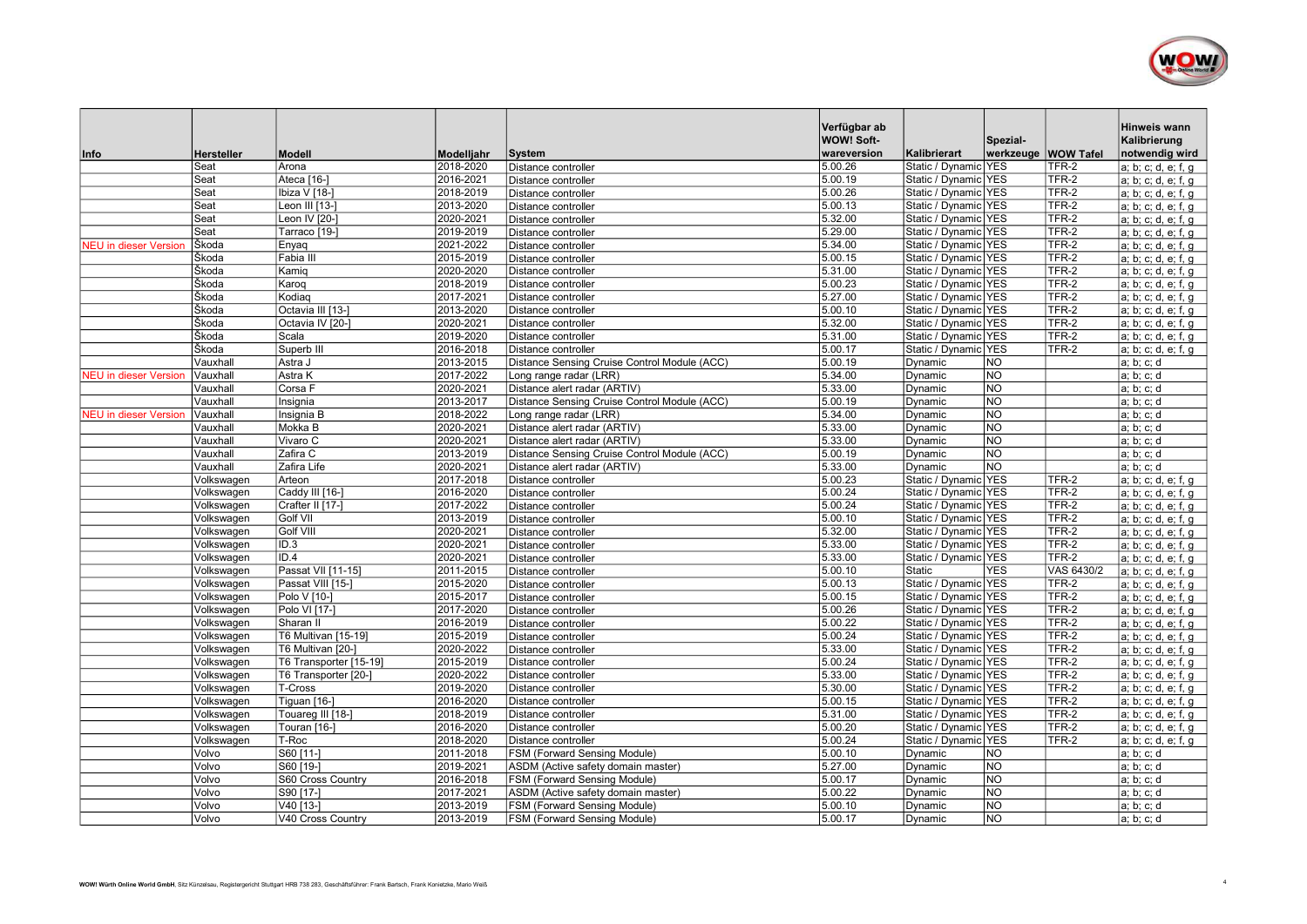| Info | Hersteller | Modell | Modelljahr | System | Verfügbar ab WOW! Soft-wareversion | Kalibrierart | Spezial-werkzeuge | WOW Tafel | Hinweis wann Kalibrierung notwendig wird |
|---|---|---|---|---|---|---|---|---|---|
| | Seat | Arona | 2018-2020 | Distance controller | 5.00.26 | Static / Dynamic | YES | TFR-2 | a; b; c; d, e; f, g |
| | Seat | Ateca [16-] | 2016-2021 | Distance controller | 5.00.19 | Static / Dynamic | YES | TFR-2 | a; b; c; d, e; f, g |
| | Seat | Ibiza V [18-] | 2018-2019 | Distance controller | 5.00.26 | Static / Dynamic | YES | TFR-2 | a; b; c; d, e; f, g |
| | Seat | Leon III [13-] | 2013-2020 | Distance controller | 5.00.13 | Static / Dynamic | YES | TFR-2 | a; b; c; d, e; f, g |
| | Seat | Leon IV [20-] | 2020-2021 | Distance controller | 5.32.00 | Static / Dynamic | YES | TFR-2 | a; b; c; d, e; f, g |
| | Seat | Tarraco [19-] | 2019-2019 | Distance controller | 5.29.00 | Static / Dynamic | YES | TFR-2 | a; b; c; d, e; f, g |
| NEU in dieser Version | Škoda | Enyaq | 2021-2022 | Distance controller | 5.34.00 | Static / Dynamic | YES | TFR-2 | a; b; c; d, e; f, g |
| | Škoda | Fabia III | 2015-2019 | Distance controller | 5.00.15 | Static / Dynamic | YES | TFR-2 | a; b; c; d, e; f, g |
| | Škoda | Kamiq | 2020-2020 | Distance controller | 5.31.00 | Static / Dynamic | YES | TFR-2 | a; b; c; d, e; f, g |
| | Škoda | Karoq | 2018-2019 | Distance controller | 5.00.23 | Static / Dynamic | YES | TFR-2 | a; b; c; d, e; f, g |
| | Škoda | Kodiaq | 2017-2021 | Distance controller | 5.27.00 | Static / Dynamic | YES | TFR-2 | a; b; c; d, e; f, g |
| | Škoda | Octavia III [13-] | 2013-2020 | Distance controller | 5.00.10 | Static / Dynamic | YES | TFR-2 | a; b; c; d, e; f, g |
| | Škoda | Octavia IV [20-] | 2020-2021 | Distance controller | 5.32.00 | Static / Dynamic | YES | TFR-2 | a; b; c; d, e; f, g |
| | Škoda | Scala | 2019-2020 | Distance controller | 5.31.00 | Static / Dynamic | YES | TFR-2 | a; b; c; d, e; f, g |
| | Škoda | Superb III | 2016-2018 | Distance controller | 5.00.17 | Static / Dynamic | YES | TFR-2 | a; b; c; d, e; f, g |
| | Vauxhall | Astra J | 2013-2015 | Distance Sensing Cruise Control Module (ACC) | 5.00.19 | Dynamic | NO | | a; b; c; d |
| NEU in dieser Version | Vauxhall | Astra K | 2017-2022 | Long range radar (LRR) | 5.34.00 | Dynamic | NO | | a; b; c; d |
| | Vauxhall | Corsa F | 2020-2021 | Distance alert radar (ARTIV) | 5.33.00 | Dynamic | NO | | a; b; c; d |
| | Vauxhall | Insignia | 2013-2017 | Distance Sensing Cruise Control Module (ACC) | 5.00.19 | Dynamic | NO | | a; b; c; d |
| NEU in dieser Version | Vauxhall | Insignia B | 2018-2022 | Long range radar (LRR) | 5.34.00 | Dynamic | NO | | a; b; c; d |
| | Vauxhall | Mokka B | 2020-2021 | Distance alert radar (ARTIV) | 5.33.00 | Dynamic | NO | | a; b; c; d |
| | Vauxhall | Vivaro C | 2020-2021 | Distance alert radar (ARTIV) | 5.33.00 | Dynamic | NO | | a; b; c; d |
| | Vauxhall | Zafira C | 2013-2019 | Distance Sensing Cruise Control Module (ACC) | 5.00.19 | Dynamic | NO | | a; b; c; d |
| | Vauxhall | Zafira Life | 2020-2021 | Distance alert radar (ARTIV) | 5.33.00 | Dynamic | NO | | a; b; c; d |
| | Volkswagen | Arteon | 2017-2018 | Distance controller | 5.00.23 | Static / Dynamic | YES | TFR-2 | a; b; c; d, e; f, g |
| | Volkswagen | Caddy III [16-] | 2016-2020 | Distance controller | 5.00.24 | Static / Dynamic | YES | TFR-2 | a; b; c; d, e; f, g |
| | Volkswagen | Crafter II [17-] | 2017-2022 | Distance controller | 5.00.24 | Static / Dynamic | YES | TFR-2 | a; b; c; d, e; f, g |
| | Volkswagen | Golf VII | 2013-2019 | Distance controller | 5.00.10 | Static / Dynamic | YES | TFR-2 | a; b; c; d, e; f, g |
| | Volkswagen | Golf VIII | 2020-2021 | Distance controller | 5.32.00 | Static / Dynamic | YES | TFR-2 | a; b; c; d, e; f, g |
| | Volkswagen | ID.3 | 2020-2021 | Distance controller | 5.33.00 | Static / Dynamic | YES | TFR-2 | a; b; c; d, e; f, g |
| | Volkswagen | ID.4 | 2020-2021 | Distance controller | 5.33.00 | Static / Dynamic | YES | TFR-2 | a; b; c; d, e; f, g |
| | Volkswagen | Passat VII [11-15] | 2011-2015 | Distance controller | 5.00.10 | Static | YES | VAS 6430/2 | a; b; c; d, e; f, g |
| | Volkswagen | Passat VIII [15-] | 2015-2020 | Distance controller | 5.00.13 | Static / Dynamic | YES | TFR-2 | a; b; c; d, e; f, g |
| | Volkswagen | Polo V [10-] | 2015-2017 | Distance controller | 5.00.15 | Static / Dynamic | YES | TFR-2 | a; b; c; d, e; f, g |
| | Volkswagen | Polo VI [17-] | 2017-2020 | Distance controller | 5.00.26 | Static / Dynamic | YES | TFR-2 | a; b; c; d, e; f, g |
| | Volkswagen | Sharan II | 2016-2019 | Distance controller | 5.00.22 | Static / Dynamic | YES | TFR-2 | a; b; c; d, e; f, g |
| | Volkswagen | T6 Multivan [15-19] | 2015-2019 | Distance controller | 5.00.24 | Static / Dynamic | YES | TFR-2 | a; b; c; d, e; f, g |
| | Volkswagen | T6 Multivan [20-] | 2020-2022 | Distance controller | 5.33.00 | Static / Dynamic | YES | TFR-2 | a; b; c; d, e; f, g |
| | Volkswagen | T6 Transporter [15-19] | 2015-2019 | Distance controller | 5.00.24 | Static / Dynamic | YES | TFR-2 | a; b; c; d, e; f, g |
| | Volkswagen | T6 Transporter [20-] | 2020-2022 | Distance controller | 5.33.00 | Static / Dynamic | YES | TFR-2 | a; b; c; d, e; f, g |
| | Volkswagen | T-Cross | 2019-2020 | Distance controller | 5.30.00 | Static / Dynamic | YES | TFR-2 | a; b; c; d, e; f, g |
| | Volkswagen | Tiguan [16-] | 2016-2020 | Distance controller | 5.00.15 | Static / Dynamic | YES | TFR-2 | a; b; c; d, e; f, g |
| | Volkswagen | Touareg III [18-] | 2018-2019 | Distance controller | 5.31.00 | Static / Dynamic | YES | TFR-2 | a; b; c; d, e; f, g |
| | Volkswagen | Touran [16-] | 2016-2020 | Distance controller | 5.00.20 | Static / Dynamic | YES | TFR-2 | a; b; c; d, e; f, g |
| | Volkswagen | T-Roc | 2018-2020 | Distance controller | 5.00.24 | Static / Dynamic | YES | TFR-2 | a; b; c; d, e; f, g |
| | Volvo | S60 [11-] | 2011-2018 | FSM (Forward Sensing Module) | 5.00.10 | Dynamic | NO | | a; b; c; d |
| | Volvo | S60 [19-] | 2019-2021 | ASDM (Active safety domain master) | 5.27.00 | Dynamic | NO | | a; b; c; d |
| | Volvo | S60 Cross Country | 2016-2018 | FSM (Forward Sensing Module) | 5.00.17 | Dynamic | NO | | a; b; c; d |
| | Volvo | S90 [17-] | 2017-2021 | ASDM (Active safety domain master) | 5.00.22 | Dynamic | NO | | a; b; c; d |
| | Volvo | V40 [13-] | 2013-2019 | FSM (Forward Sensing Module) | 5.00.10 | Dynamic | NO | | a; b; c; d |
| | Volvo | V40 Cross Country | 2013-2019 | FSM (Forward Sensing Module) | 5.00.17 | Dynamic | NO | | a; b; c; d |

**WOW! Würth Online World GmbH**, Sitz Künzelsau, Registergericht Stuttgart HRB 738 283, Geschäftsführer: Frank Bartsch, Frank Konietzke, Mario Weiß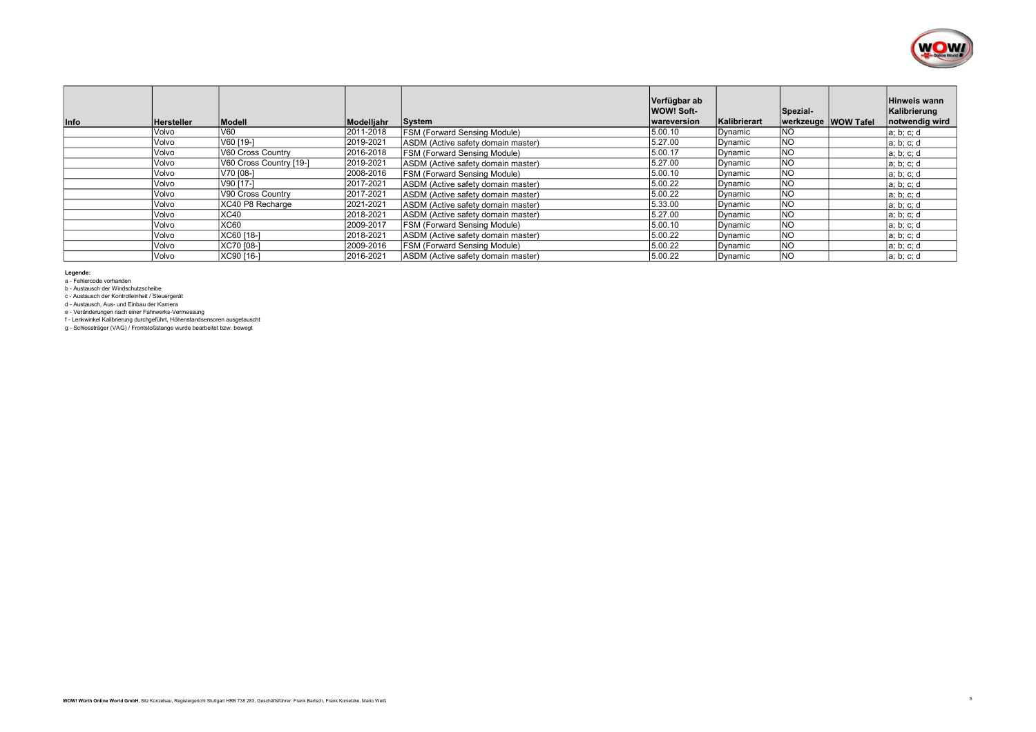| Info | Hersteller | Modell | Modelljahr | System | Verfügbar ab WOW! Softwareversion | Kalibrierart | Spezialwerkzeuge | WOW Tafel | Hinweis wann Kalibrierung notwendig wird |
|---|---|---|---|---|---|---|---|---|---|
| | Volvo | V60 | 2011-2018 | FSM (Forward Sensing Module) | 5.00.10 | Dynamic | NO | | a; b; c; d |
| | Volvo | V60 [19-] | 2019-2021 | ASDM (Active safety domain master) | 5.27.00 | Dynamic | NO | | a; b; c; d |
| | Volvo | V60 Cross Country | 2016-2018 | FSM (Forward Sensing Module) | 5.00.17 | Dynamic | NO | | a; b; c; d |
| | Volvo | V60 Cross Country [19-] | 2019-2021 | ASDM (Active safety domain master) | 5.27.00 | Dynamic | NO | | a; b; c; d |
| | Volvo | V70 [08-] | 2008-2016 | FSM (Forward Sensing Module) | 5.00.10 | Dynamic | NO | | a; b; c; d |
| | Volvo | V90 [17-] | 2017-2021 | ASDM (Active safety domain master) | 5.00.22 | Dynamic | NO | | a; b; c; d |
| | Volvo | V90 Cross Country | 2017-2021 | ASDM (Active safety domain master) | 5.00.22 | Dynamic | NO | | a; b; c; d |
| | Volvo | XC40 P8 Recharge | 2021-2021 | ASDM (Active safety domain master) | 5.33.00 | Dynamic | NO | | a; b; c; d |
| | Volvo | XC40 | 2018-2021 | ASDM (Active safety domain master) | 5.27.00 | Dynamic | NO | | a; b; c; d |
| | Volvo | XC60 | 2009-2017 | FSM (Forward Sensing Module) | 5.00.10 | Dynamic | NO | | a; b; c; d |
| | Volvo | XC60 [18-] | 2018-2021 | ASDM (Active safety domain master) | 5.00.22 | Dynamic | NO | | a; b; c; d |
| | Volvo | XC70 [08-] | 2009-2016 | FSM (Forward Sensing Module) | 5.00.22 | Dynamic | NO | | a; b; c; d |
| | Volvo | XC90 [16-] | 2016-2021 | ASDM (Active safety domain master) | 5.00.22 | Dynamic | NO | | a; b; c; d |

**Legende:**

a - Fehlercode vorhanden
b - Austausch der Windschutzscheibe
c - Austausch der Kontrolleinheit / Steuergerät
d - Austausch, Aus- und Einbau der Kamera
e - Veränderungen nach einer Fahrwerks-Vermessung
f - Lenkwinkel Kalibrierung durchgeführt, Höhenstandsensoren ausgetauscht
g - Schlossträger (VAG) / Frontstoßstange wurde bearbeitet bzw. bewegt

**WOW! Würth Online World GmbH**, Sitz Künzelsau, Registergericht Stuttgart HRB 738 283, Geschäftsführer: Frank Bartsch, Frank Konietzke, Mario Weiß